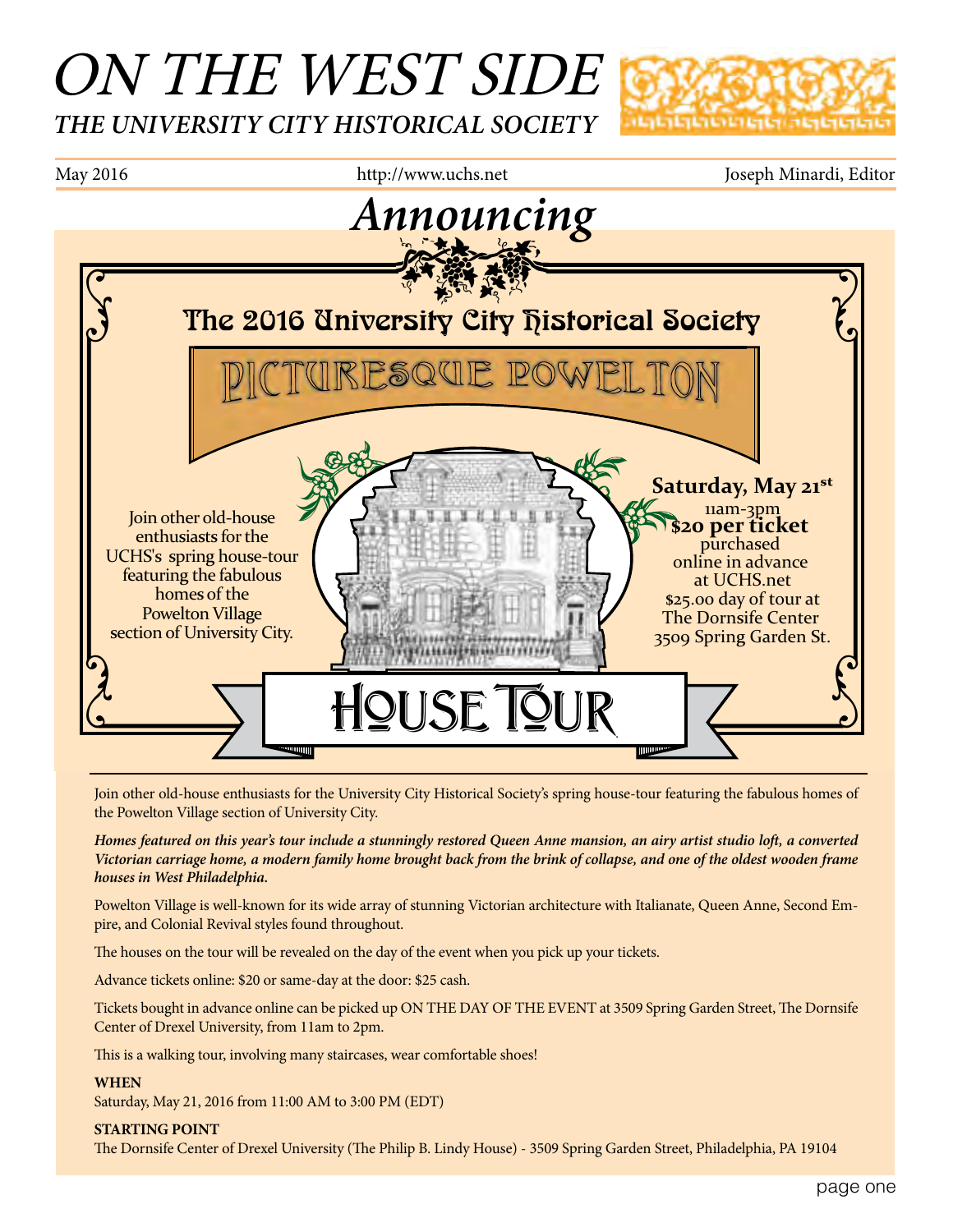# ON THE WEST SIDE

## THE UNIVERSITY CITY HISTORICAL SOCIETY

May 2016 | http://www.uchs.net | Joseph Minardi, Editor

# Announcing

## The 2016 University City Historical Society

# PICTURESQUE POWELTON

# HOUSE TOUR

Join other old-house enthusiasts for the UCHS's spring house-tour featuring the fabulous homes of the Powelton Village section of University City.

**Saturday, May 21st**
11am-3pm
**$20 per ticket**
purchased online in advance at UCHS.net
$25.00 day of tour at The Dornsife Center 3509 Spring Garden St.

---

Join other old-house enthusiasts for the University City Historical Society's spring house-tour featuring the fabulous homes of the Powelton Village section of University City.

***Homes featured on this year's tour include a stunningly restored Queen Anne mansion, an airy artist studio loft, a converted Victorian carriage home, a modern family home brought back from the brink of collapse, and one of the oldest wooden frame houses in West Philadelphia.***

Powelton Village is well-known for its wide array of stunning Victorian architecture with Italianate, Queen Anne, Second Empire, and Colonial Revival styles found throughout.

The houses on the tour will be revealed on the day of the event when you pick up your tickets.

Advance tickets online: $20 or same-day at the door: $25 cash.

Tickets bought in advance online can be picked up ON THE DAY OF THE EVENT at 3509 Spring Garden Street, The Dornsife Center of Drexel University, from 11am to 2pm.

This is a walking tour, involving many staircases, wear comfortable shoes!

**WHEN**
Saturday, May 21, 2016 from 11:00 AM to 3:00 PM (EDT)

**STARTING POINT**
The Dornsife Center of Drexel University (The Philip B. Lindy House) - 3509 Spring Garden Street, Philadelphia, PA 19104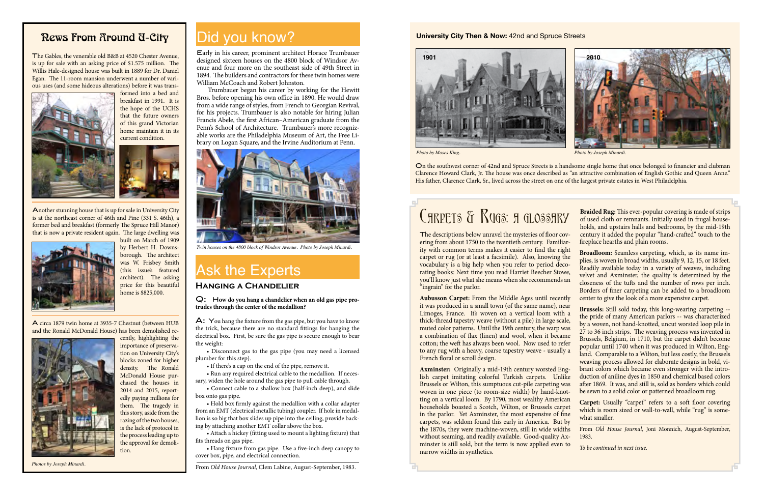## News From Around U-City

The Gables, the venerable old B&B at 4520 Chester Avenue, is up for sale with an asking price of $1.575 million. The Willis Hale-designed house was built in 1889 for Dr. Daniel Egan. The 11-room mansion underwent a number of various uses (and some hideous alterations) before it was transformed into a bed and breakfast in 1991. It is the hope of the UCHS that the future owners of this grand Victorian home maintain it in its current condition.

Another stunning house that is up for sale in University City is at the northeast corner of 46th and Pine (331 S. 46th), a former bed and breakfast (formerly The Spruce Hill Manor) that is now a private resident again. The large dwelling was built on March of 1909 by Herbert H. Downsborough. The architect was W. Frisbey Smith (this issue's featured architect). The asking price for this beautiful home is $825,000.

A circa 1879 twin home at 3935-7 Chestnut (between HUB and the Ronald McDonald House) has been demolished recently, highlighting the importance of preservation on University City's blocks zoned for higher density. The Ronald McDonald House purchased the houses in 2014 and 2015, reportedly paying millions for them. The tragedy in this story, aside from the razing of the two houses, is the lack of protocol in the process leading up to the approval for demolition.

*Photos by Joseph Minardi.*

## Did you know?

Early in his career, prominent architect Horace Trumbauer designed sixteen houses on the 4800 block of Windsor Avenue and four more on the southeast side of 49th Street in 1894. The builders and contractors for these twin homes were William McCoach and Robert Johnston.

Trumbauer began his career by working for the Hewitt Bros. before opening his own office in 1890. He would draw from a wide range of styles, from French to Georgian Revival, for his projects. Trumbauer is also notable for hiring Julian Francis Abele, the first African–American graduate from the Penn's School of Architecture. Trumbauer's more recognizable works are the Philadelphia Museum of Art, the Free Library on Logan Square, and the Irvine Auditorium at Penn.

*Twin houses on the 4800 block of Windsor Avenue. Photo by Joseph Minardi.*

## Ask the Experts

### Hanging a Chandelier

**Q: How do you hang a chandelier when an old gas pipe protrudes through the center of the medallion?**

**A:** You hang the fixture from the gas pipe, but you have to know the trick, because there are no standard fittings for hanging the electrical box. First, be sure the gas pipe is secure enough to bear the weight:

- Disconnect gas to the gas pipe (you may need a licensed plumber for this step).
- If there's a cap on the end of the pipe, remove it.
- Run any required electrical cable to the medallion. If necessary, widen the hole around the gas pipe to pull cable through.
- Connect cable to a shallow box (half-inch deep), and slide box onto gas pipe.
- Hold box firmly against the medallion with a collar adapter from an EMT (electrical metallic tubing) coupler. If hole in medallion is so big that box slides up pipe into the ceiling, provide backing by attaching another EMT collar above the box.
- Attach a hickey (fitting used to mount a lighting fixture) that fits threads on gas pipe.
- Hang fixture from gas pipe. Use a five-inch deep canopy to cover box, pipe, and electrical connection.

From *Old House Journal*, Clem Labine, August-September, 1983.

## University City Then & Now: 42nd and Spruce Streets

1901

*Photo by Moses King.*

2010

*Photo by Joseph Minardi.*

On the southwest corner of 42nd and Spruce Streets is a handsome single home that once belonged to financier and clubman Clarence Howard Clark, Jr. The house was once described as "an attractive combination of English Gothic and Queen Anne." His father, Clarence Clark, Sr., lived across the street on one of the largest private estates in West Philadelphia.

## Carpets & Rugs: A Glossary

The descriptions below unravel the mysteries of floor covering from about 1750 to the twentieth century. Familiarity with common terms makes it easier to find the right carpet or rug (or at least a facsimile). Also, knowing the vocabulary is a big help when you refer to period decorating books: Next time you read Harriet Beecher Stowe, you'll know just what she means when she recommends an "ingrain" for the parlor.

**Aubusson Carpet:** From the Middle Ages until recently it was produced in a small town (of the same name), near Limoges, France. It's woven on a vertical loom with a thick-thread tapestry weave (without a pile) in large scale, muted color patterns. Until the 19th century, the warp was a combination of flax (linen) and wool, when it became cotton; the weft has always been wool. Now used to refer to any rug with a heavy, coarse tapestry weave - usually a French floral or scroll design.

**Axminster:** Originally a mid-19th century worsted English carpet imitating colorful Turkish carpets. Unlike Brussels or Wilton, this sumptuous cut-pile carpeting was woven in one piece (to room-size width) by hand-knotting on a vertical loom. By 1790, most wealthy American households boasted a Scotch, Wilton, or Brussels carpet in the parlor. Yet Axminster, the most expensive of fine carpets, was seldom found this early in America. But by the 1870s, they were machine-woven, still in wide widths without seaming, and readily available. Good-quality Axminster is still sold, but the term is now applied even to narrow widths in synthetics.

**Braided Rug:** This ever-popular covering is made of strips of used cloth or remnants. Initially used in frugal households, and upstairs halls and bedrooms, by the mid-19th century it added the popular "hand-crafted" touch to the fireplace hearths and plain rooms.

**Broadloom:** Seamless carpeting, which, as its name implies, is woven in broad widths, usually 9, 12, 15, or 18 feet. Readily available today in a variety of weaves, including velvet and Axminster, the quality is determined by the closeness of the tufts and the number of rows per inch. Borders of finer carpeting can be added to a broadloom center to give the look of a more expensive carpet.

**Brussels:** Still sold today, this long-wearing carpeting -- the pride of many American parlors -- was characterized by a woven, not hand-knotted, uncut worsted loop pile in 27 to 36 inch strips. The weaving process was invented in Brussels, Belgium, in 1710, but the carpet didn't become popular until 1740 when it was produced in Wilton, England. Comparable to a Wilton, but less costly, the Brussels weaving process allowed for elaborate designs in bold, vibrant colors which became even stronger with the introduction of aniline dyes in 1850 and chemical based colors after 1869. It was, and still is, sold as borders which could be sewn to a solid color or patterned broadloom rug.

**Carpet:** Usually "carpet" refers to a soft floor covering which is room sized or wall-to-wall, while "rug" is somewhat smaller.

From *Old House Journal*, Joni Monnich, August-September, 1983.

*To be continued in next issue.*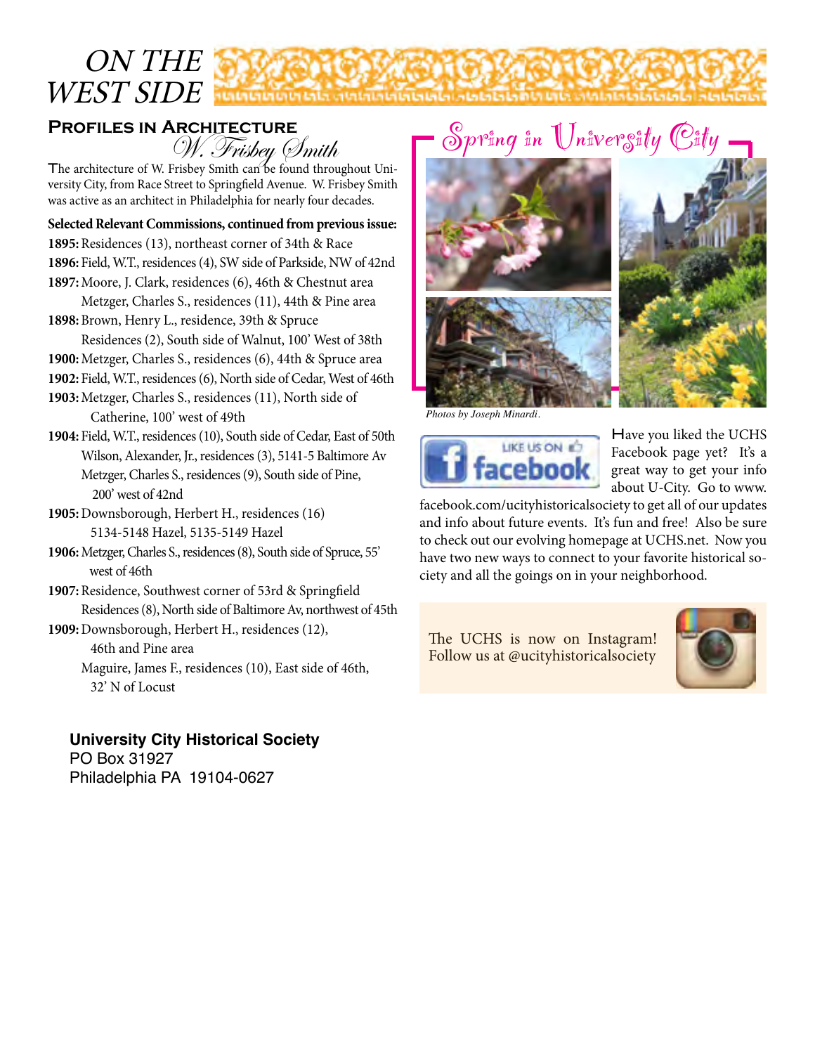# ON THE WEST SIDE

## Profiles in Architecture

### W. Frisbey Smith

The architecture of W. Frisbey Smith can be found throughout University City, from Race Street to Springfield Avenue. W. Frisbey Smith was active as an architect in Philadelphia for nearly four decades.

**Selected Relevant Commissions, continued from previous issue:**

**1895:** Residences (13), northeast corner of 34th & Race

**1896:** Field, W.T., residences (4), SW side of Parkside, NW of 42nd

**1897:** Moore, J. Clark, residences (6), 46th & Chestnut area
Metzger, Charles S., residences (11), 44th & Pine area

**1898:** Brown, Henry L., residence, 39th & Spruce
Residences (2), South side of Walnut, 100' West of 38th

**1900:** Metzger, Charles S., residences (6), 44th & Spruce area

**1902:** Field, W.T., residences (6), North side of Cedar, West of 46th

**1903:** Metzger, Charles S., residences (11), North side of Catherine, 100' west of 49th

**1904:** Field, W.T., residences (10), South side of Cedar, East of 50th
Wilson, Alexander, Jr., residences (3), 5141-5 Baltimore Av
Metzger, Charles S., residences (9), South side of Pine, 200' west of 42nd

**1905:** Downsborough, Herbert H., residences (16) 5134-5148 Hazel, 5135-5149 Hazel

**1906:** Metzger, Charles S., residences (8), South side of Spruce, 55' west of 46th

**1907:** Residence, Southwest corner of 53rd & Springfield
Residences (8), North side of Baltimore Av, northwest of 45th

**1909:** Downsborough, Herbert H., residences (12), 46th and Pine area
Maguire, James F., residences (10), East side of 46th, 32' N of Locust

## Spring in University City

*Photos by Joseph Minardi.*

Have you liked the UCHS Facebook page yet? It's a great way to get your info about U-City. Go to www.facebook.com/ucityhistoricalsociety to get all of our updates and info about future events. It's fun and free! Also be sure to check out our evolving homepage at UCHS.net. Now you have two new ways to connect to your favorite historical society and all the goings on in your neighborhood.

The UCHS is now on Instagram! Follow us at @ucityhistoricalsociety

**University City Historical Society**
PO Box 31927
Philadelphia PA 19104-0627